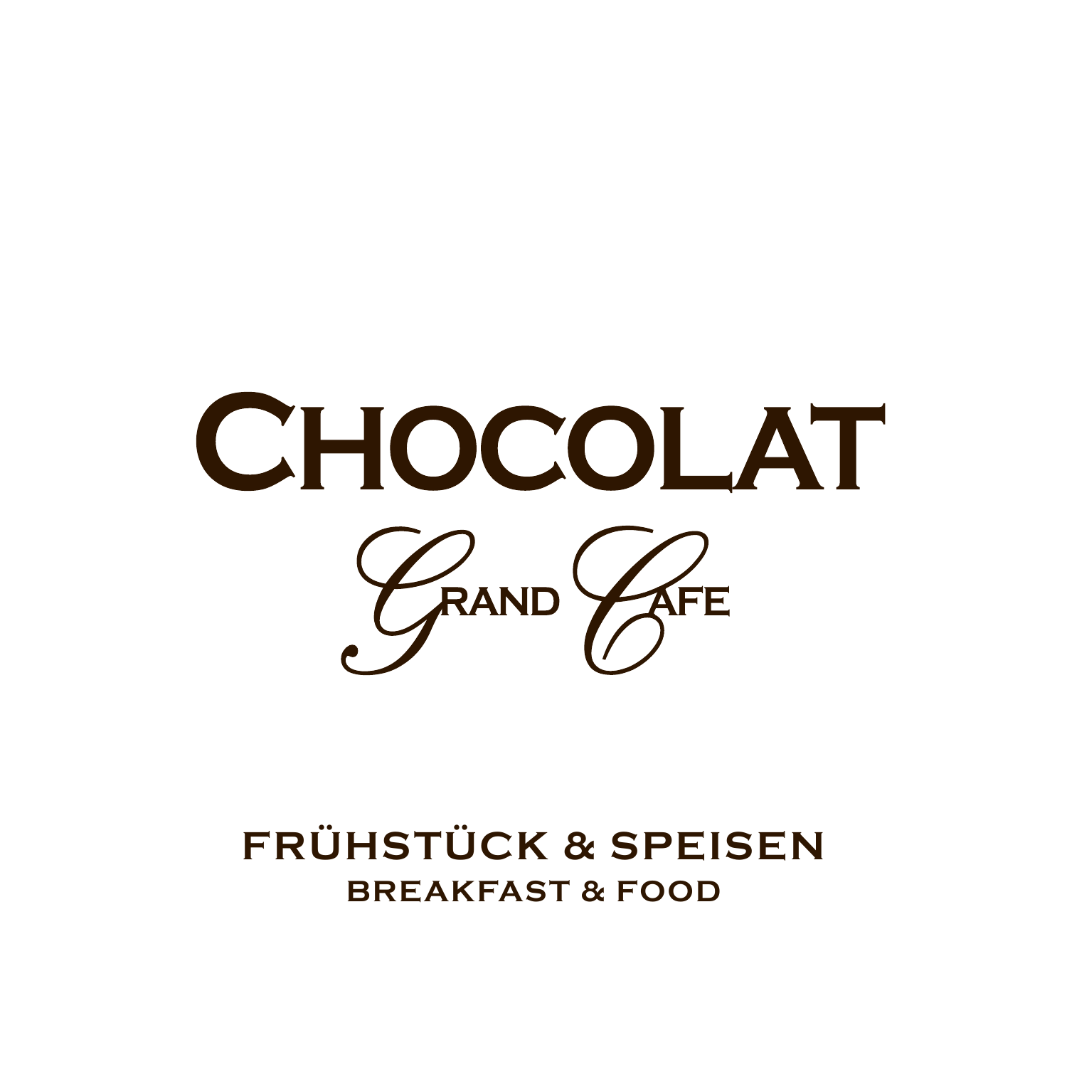# CHOCOLAT

## Grand Cafe

### FRÜHSTÜCK & SPEISEN

BREAKFAST & FOOD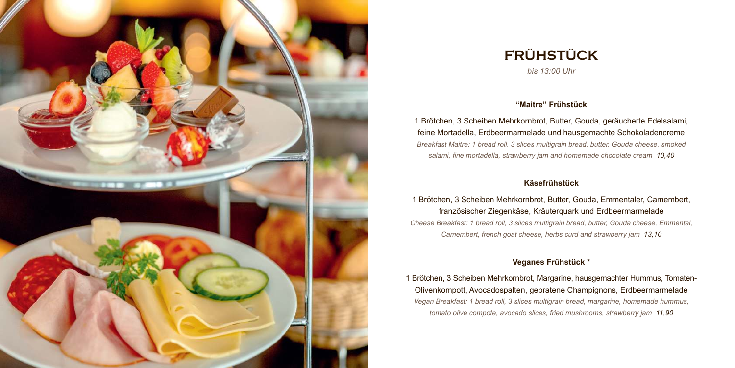# FRÜHSTÜCK

*bis 13:00 Uhr*

### "Maitre" Frühstück

1 Brötchen, 3 Scheiben Mehrkornbrot, Butter, Gouda, geräucherte Edelsalami, feine Mortadella, Erdbeermarmelade und hausgemachte Schokoladencreme

*Breakfast Maitre: 1 bread roll, 3 slices multigrain bread, butter, Gouda cheese, smoked salami, fine mortadella, strawberry jam and homemade chocolate cream* ***10,40***

### Käsefrühstück

1 Brötchen, 3 Scheiben Mehrkornbrot, Butter, Gouda, Emmentaler, Camembert, französischer Ziegenkäse, Kräuterquark und Erdbeermarmelade

*Cheese Breakfast: 1 bread roll, 3 slices multigrain bread, butter, Gouda cheese, Emmental, Camembert, french goat cheese, herbs curd and strawberry jam* ***13,10***

### Veganes Frühstück *

1 Brötchen, 3 Scheiben Mehrkornbrot, Margarine, hausgemachter Hummus, Tomaten-Olivenkompott, Avocadospalten, gebratene Champignons, Erdbeermarmelade

*Vegan Breakfast: 1 bread roll, 3 slices multigrain bread, margarine, homemade hummus, tomato olive compote, avocado slices, fried mushrooms, strawberry jam* ***11,90***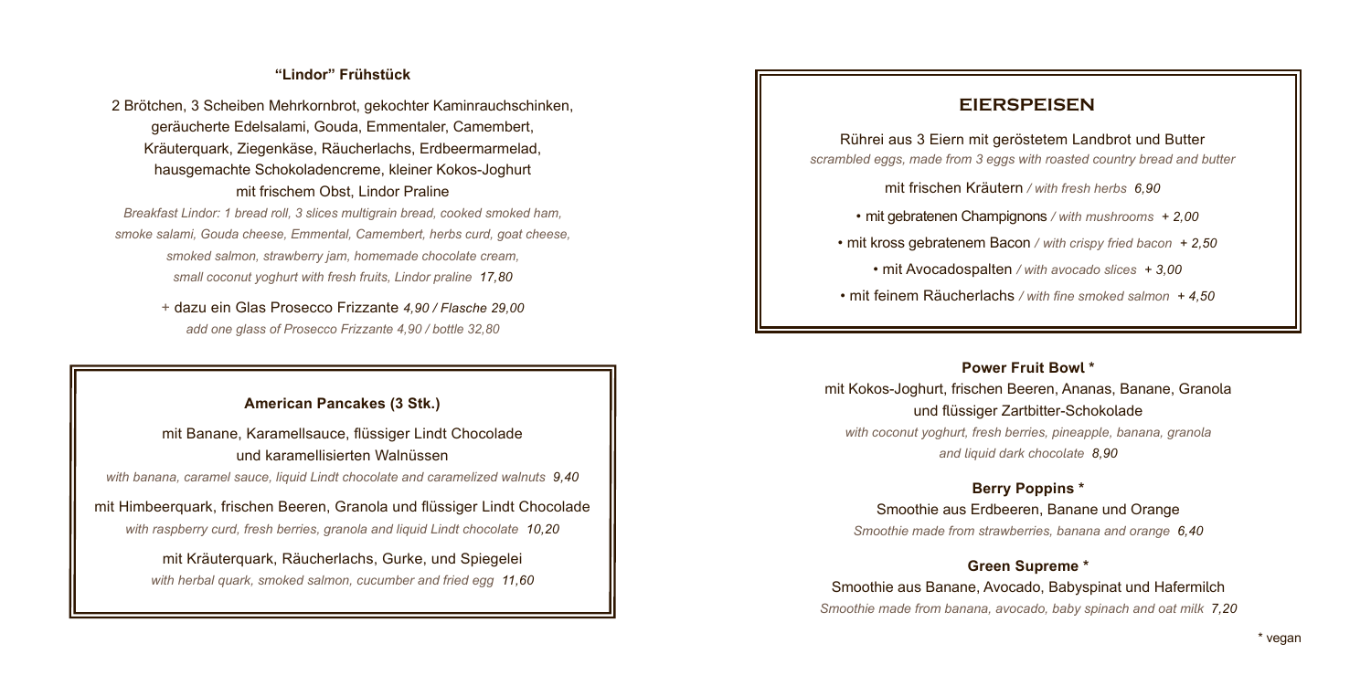### "Lindor" Frühstück

2 Brötchen, 3 Scheiben Mehrkornbrot, gekochter Kaminrauchschinken, geräucherte Edelsalami, Gouda, Emmentaler, Camembert, Kräuterquark, Ziegenkäse, Räucherlachs, Erdbeermarmelad, hausgemachte Schokoladencreme, kleiner Kokos-Joghurt mit frischem Obst, Lindor Praline

*Breakfast Lindor: 1 bread roll, 3 slices multigrain bread, cooked smoked ham, smoke salami, Gouda cheese, Emmental, Camembert, herbs curd, goat cheese, smoked salmon, strawberry jam, homemade chocolate cream, small coconut yoghurt with fresh fruits, Lindor praline 17,80*

+ dazu ein Glas Prosecco Frizzante *4,90 / Flasche 29,00*
*add one glass of Prosecco Frizzante 4,90 / bottle 32,80*

### American Pancakes (3 Stk.)

mit Banane, Karamellsauce, flüssiger Lindt Chocolade und karamellisierten Walnüssen
*with banana, caramel sauce, liquid Lindt chocolate and caramelized walnuts 9,40*

mit Himbeerquark, frischen Beeren, Granola und flüssiger Lindt Chocolade
*with raspberry curd, fresh berries, granola and liquid Lindt chocolate 10,20*

mit Kräuterquark, Räucherlachs, Gurke, und Spiegelei
*with herbal quark, smoked salmon, cucumber and fried egg 11,60*

## EIERSPEISEN

Rührei aus 3 Eiern mit geröstetem Landbrot und Butter
*scrambled eggs, made from 3 eggs with roasted country bread and butter*

mit frischen Kräutern */ with fresh herbs 6,90*

- mit gebratenen Champignons */ with mushrooms + 2,00*
- mit kross gebratenem Bacon */ with crispy fried bacon + 2,50*
- mit Avocadospalten */ with avocado slices + 3,00*
- mit feinem Räucherlachs */ with fine smoked salmon + 4,50*

### Power Fruit Bowl *

mit Kokos-Joghurt, frischen Beeren, Ananas, Banane, Granola und flüssiger Zartbitter-Schokolade
*with coconut yoghurt, fresh berries, pineapple, banana, granola and liquid dark chocolate 8,90*

### Berry Poppins *

Smoothie aus Erdbeeren, Banane und Orange
*Smoothie made from strawberries, banana and orange 6,40*

### Green Supreme *

Smoothie aus Banane, Avocado, Babyspinat und Hafermilch
*Smoothie made from banana, avocado, baby spinach and oat milk 7,20*

\* vegan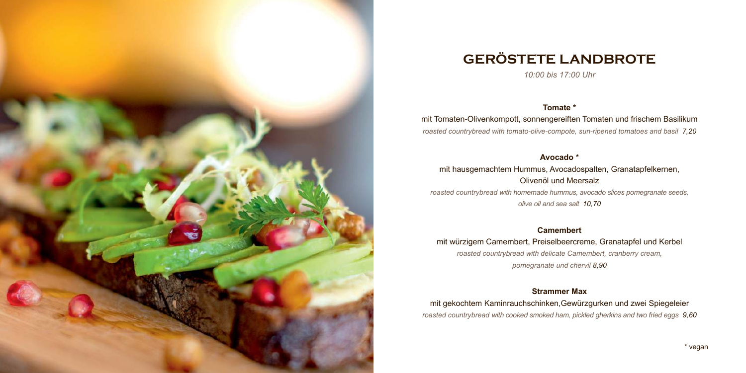# GERÖSTETE LANDBROTE

*10:00 bis 17:00 Uhr*

**Tomate ***

mit Tomaten-Olivenkompott, sonnengereiften Tomaten und frischem Basilikum

*roasted countrybread with tomato-olive-compote, sun-ripened tomatoes and basil 7,20*

**Avocado ***

mit hausgemachtem Hummus, Avocadospalten, Granatapfelkernen, Olivenöl und Meersalz

*roasted countrybread with homemade hummus, avocado slices pomegranate seeds, olive oil and sea salt 10,70*

**Camembert**

mit würzigem Camembert, Preiselbeercreme, Granatapfel und Kerbel

*roasted countrybread with delicate Camembert, cranberry cream, pomegranate und chervil 8,90*

**Strammer Max**

mit gekochtem Kaminrauchschinken,Gewürzgurken und zwei Spiegeleier

*roasted countrybread with cooked smoked ham, pickled gherkins and two fried eggs 9,60*

* vegan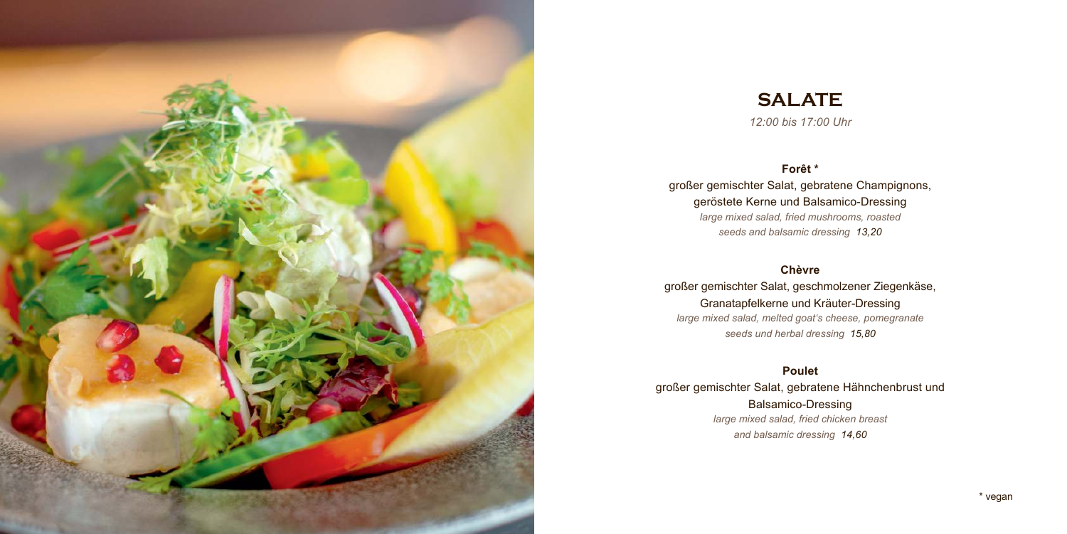# SALATE

*12:00 bis 17:00 Uhr*

**Forêt ***

großer gemischter Salat, gebratene Champignons, geröstete Kerne und Balsamico-Dressing

*large mixed salad, fried mushrooms, roasted seeds and balsamic dressing* ***13,20***

**Chèvre**

großer gemischter Salat, geschmolzener Ziegenkäse, Granatapfelkerne und Kräuter-Dressing

*large mixed salad, melted goat's cheese, pomegranate seeds und herbal dressing* ***15,80***

**Poulet**

großer gemischter Salat, gebratene Hähnchenbrust und Balsamico-Dressing

*large mixed salad, fried chicken breast and balsamic dressing* ***14,60***

* vegan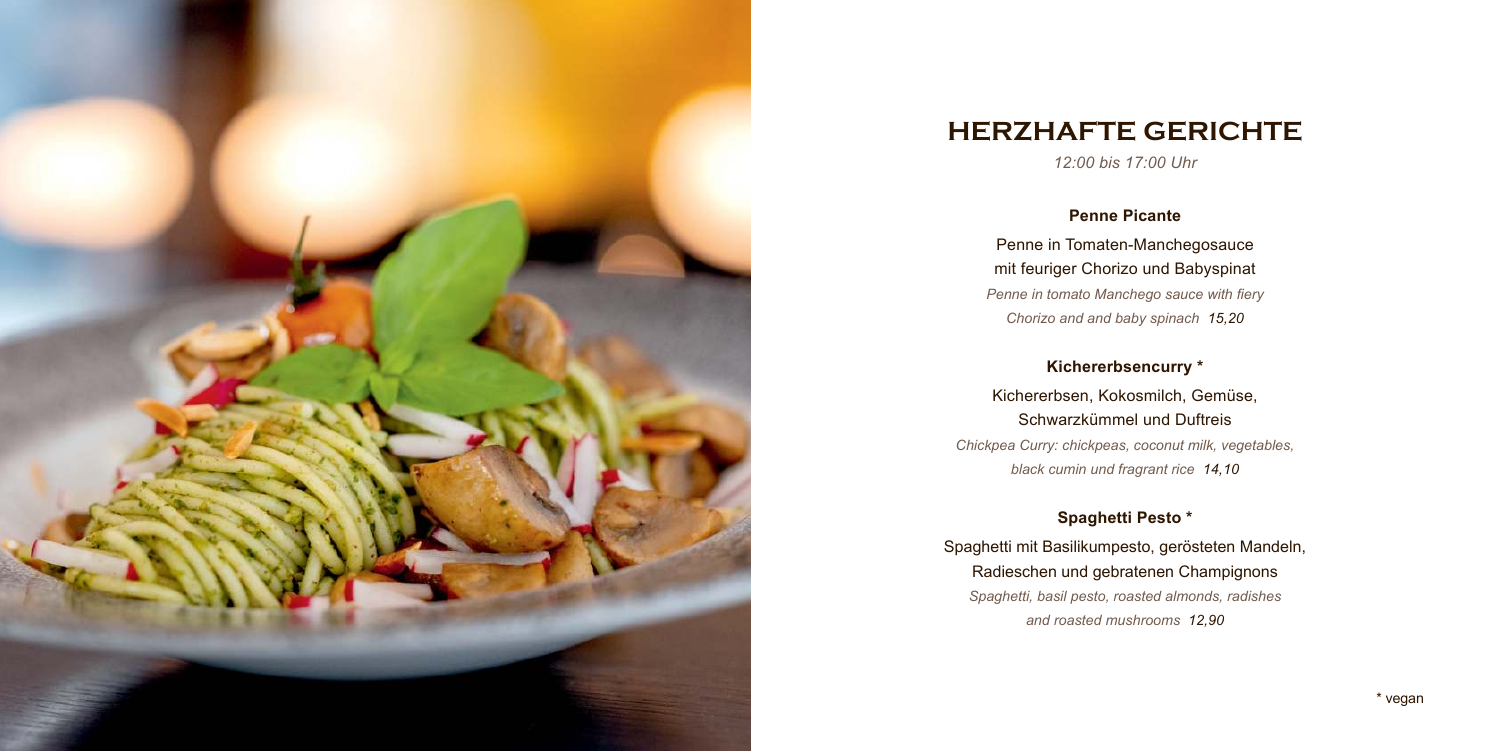# HERZHAFTE GERICHTE

*12:00 bis 17:00 Uhr*

**Penne Picante**

Penne in Tomaten-Manchegosauce
mit feuriger Chorizo und Babyspinat
*Penne in tomato Manchego sauce with fiery*
*Chorizo and and baby spinach 15,20*

**Kichererbsencurry ***

Kichererbsen, Kokosmilch, Gemüse,
Schwarzkümmel und Duftreis
*Chickpea Curry: chickpeas, coconut milk, vegetables,*
*black cumin und fragrant rice 14,10*

**Spaghetti Pesto ***

Spaghetti mit Basilikumpesto, gerösteten Mandeln,
Radieschen und gebratenen Champignons
*Spaghetti, basil pesto, roasted almonds, radishes*
*and roasted mushrooms 12,90*

* vegan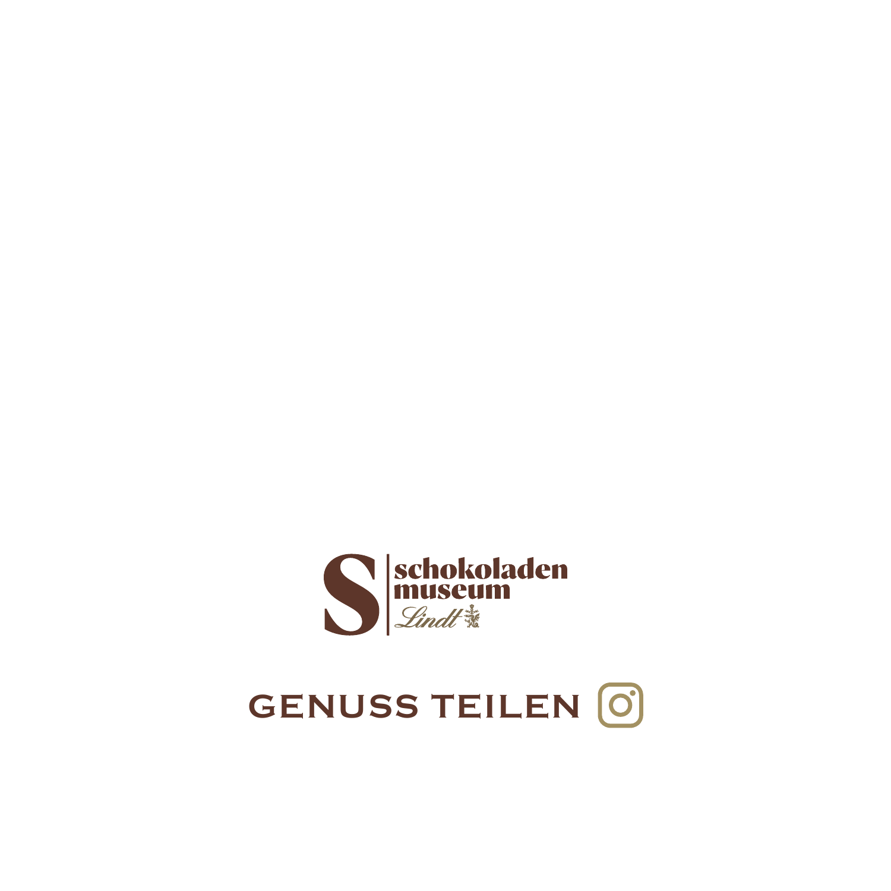schokoladen
museum
Lindt

GENUSS TEILEN